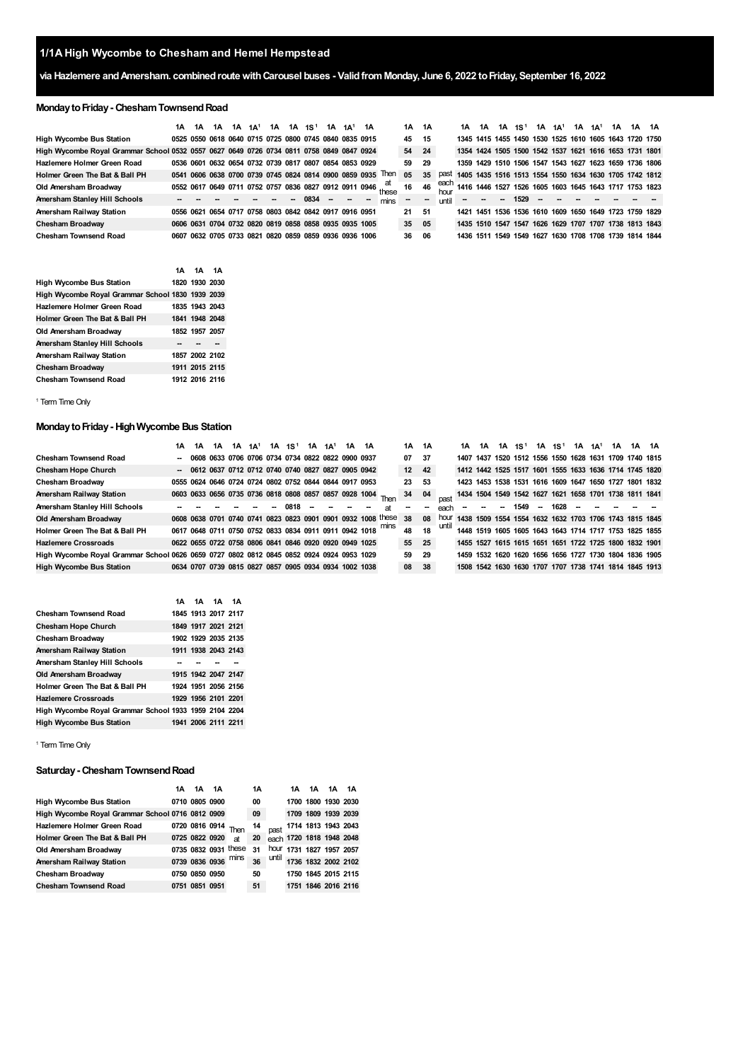# 1/1A High Wycombe to Chesham and Hemel Hempstead

**via Hazlemere and Amersham. combined route with Carousel buses - Valid from Monday, June 6, 2022 to Friday, September 16, 2022**

## Monday to Friday - Chesham Townsend Road

| | 1A | 1A | 1A | 1A | 1A[1] | 1A | 1A | 1S[1] | 1A | 1A[1] | 1A | | 1A | 1A | | 1A | 1A | 1A | 1S[1] | 1A | 1A[1] | 1A | 1A[1] | 1A | 1A | 1A |
|---|---|---|---|---|---|---|---|---|---|---|---|---|---|---|---|---|---|---|---|---|---|---|---|---|---|---|
| High Wycombe Bus Station | 0525 | 0550 | 0618 | 0640 | 0715 | 0725 | 0800 | 0745 | 0840 | 0835 | 0915 | Then at these mins | 45 | 15 | past each hour until | 1345 | 1415 | 1455 | 1450 | 1530 | 1525 | 1610 | 1605 | 1643 | 1720 | 1750 |
| High Wycombe Royal Grammar School | 0532 | 0557 | 0627 | 0649 | 0726 | 0734 | 0811 | 0758 | 0849 | 0847 | 0924 | | 54 | 24 | | 1354 | 1424 | 1505 | 1500 | 1542 | 1537 | 1621 | 1616 | 1653 | 1731 | 1801 |
| Hazlemere Holmer Green Road | 0536 | 0601 | 0632 | 0654 | 0732 | 0739 | 0817 | 0807 | 0854 | 0853 | 0929 | | 59 | 29 | | 1359 | 1429 | 1510 | 1506 | 1547 | 1543 | 1627 | 1623 | 1659 | 1736 | 1806 |
| Holmer Green The Bat & Ball PH | 0541 | 0606 | 0638 | 0700 | 0739 | 0745 | 0824 | 0814 | 0900 | 0859 | 0935 | | 05 | 35 | | 1405 | 1435 | 1516 | 1513 | 1554 | 1550 | 1634 | 1630 | 1705 | 1742 | 1812 |
| Old Amersham Broadway | 0552 | 0617 | 0649 | 0711 | 0752 | 0757 | 0836 | 0827 | 0912 | 0911 | 0946 | | 16 | 46 | | 1416 | 1446 | 1527 | 1526 | 1605 | 1603 | 1645 | 1643 | 1717 | 1753 | 1823 |
| Amersham Stanley Hill Schools | -- | -- | -- | -- | -- | -- | -- | 0834 | -- | -- | -- | | -- | -- | | -- | -- | -- | 1529 | -- | -- | -- | -- | -- | -- | -- |
| Amersham Railway Station | 0556 | 0621 | 0654 | 0717 | 0758 | 0803 | 0842 | 0842 | 0917 | 0916 | 0951 | | 21 | 51 | | 1421 | 1451 | 1536 | 1536 | 1610 | 1609 | 1650 | 1649 | 1723 | 1759 | 1829 |
| Chesham Broadway | 0606 | 0631 | 0704 | 0732 | 0820 | 0819 | 0858 | 0858 | 0935 | 0935 | 1005 | | 35 | 05 | | 1435 | 1510 | 1547 | 1547 | 1626 | 1629 | 1707 | 1707 | 1738 | 1813 | 1843 |
| Chesham Townsend Road | 0607 | 0632 | 0705 | 0733 | 0821 | 0820 | 0859 | 0859 | 0936 | 0936 | 1006 | | 36 | 06 | | 1436 | 1511 | 1549 | 1549 | 1627 | 1630 | 1708 | 1708 | 1739 | 1814 | 1844 |

| | 1A | 1A | 1A |
|---|---|---|---|
| High Wycombe Bus Station | 1820 | 1930 | 2030 |
| High Wycombe Royal Grammar School | 1830 | 1939 | 2039 |
| Hazlemere Holmer Green Road | 1835 | 1943 | 2043 |
| Holmer Green The Bat & Ball PH | 1841 | 1948 | 2048 |
| Old Amersham Broadway | 1852 | 1957 | 2057 |
| Amersham Stanley Hill Schools | -- | -- | -- |
| Amersham Railway Station | 1857 | 2002 | 2102 |
| Chesham Broadway | 1911 | 2015 | 2115 |
| Chesham Townsend Road | 1912 | 2016 | 2116 |

[1] Term Time Only

## Monday to Friday - High Wycombe Bus Station

| | 1A | 1A | 1A | 1A | 1A[1] | 1A | 1S[1] | 1A | 1A[1] | 1A | 1A | | 1A | 1A | | 1A | 1A | 1A | 1S[1] | 1A | 1S[1] | 1A | 1A[1] | 1A | 1A | 1A |
|---|---|---|---|---|---|---|---|---|---|---|---|---|---|---|---|---|---|---|---|---|---|---|---|---|---|---|
| Chesham Townsend Road | -- | 0608 | 0633 | 0706 | 0706 | 0734 | 0734 | 0822 | 0822 | 0900 | 0937 | Then at these mins | 07 | 37 | past each hour until | 1407 | 1437 | 1520 | 1512 | 1556 | 1550 | 1628 | 1631 | 1709 | 1740 | 1815 |
| Chesham Hope Church | -- | 0612 | 0637 | 0712 | 0712 | 0740 | 0740 | 0827 | 0827 | 0905 | 0942 | | 12 | 42 | | 1412 | 1442 | 1525 | 1517 | 1601 | 1555 | 1633 | 1636 | 1714 | 1745 | 1820 |
| Chesham Broadway | 0555 | 0624 | 0646 | 0724 | 0724 | 0802 | 0752 | 0844 | 0844 | 0917 | 0953 | | 23 | 53 | | 1423 | 1453 | 1538 | 1531 | 1616 | 1609 | 1647 | 1650 | 1727 | 1801 | 1832 |
| Amersham Railway Station | 0603 | 0633 | 0656 | 0735 | 0736 | 0818 | 0808 | 0857 | 0857 | 0928 | 1004 | | 34 | 04 | | 1434 | 1504 | 1549 | 1542 | 1627 | 1621 | 1658 | 1701 | 1738 | 1811 | 1841 |
| Amersham Stanley Hill Schools | -- | -- | -- | -- | -- | -- | 0818 | -- | -- | -- | -- | | -- | -- | | -- | -- | -- | 1549 | -- | 1628 | -- | -- | -- | -- | -- |
| Old Amersham Broadway | 0608 | 0638 | 0701 | 0740 | 0741 | 0823 | 0823 | 0901 | 0901 | 0932 | 1008 | | 38 | 08 | | 1438 | 1509 | 1554 | 1554 | 1632 | 1632 | 1703 | 1706 | 1743 | 1815 | 1845 |
| Holmer Green The Bat & Ball PH | 0617 | 0648 | 0711 | 0750 | 0752 | 0833 | 0834 | 0911 | 0911 | 0942 | 1018 | | 48 | 18 | | 1448 | 1519 | 1605 | 1605 | 1643 | 1643 | 1714 | 1717 | 1753 | 1825 | 1855 |
| Hazlemere Crossroads | 0622 | 0655 | 0722 | 0758 | 0806 | 0841 | 0846 | 0920 | 0920 | 0949 | 1025 | | 55 | 25 | | 1455 | 1527 | 1615 | 1615 | 1651 | 1651 | 1722 | 1725 | 1800 | 1832 | 1901 |
| High Wycombe Royal Grammar School | 0626 | 0659 | 0727 | 0802 | 0812 | 0845 | 0852 | 0924 | 0924 | 0953 | 1029 | | 59 | 29 | | 1459 | 1532 | 1620 | 1620 | 1656 | 1656 | 1727 | 1730 | 1804 | 1836 | 1905 |
| High Wycombe Bus Station | 0634 | 0707 | 0739 | 0815 | 0827 | 0857 | 0905 | 0934 | 0934 | 1002 | 1038 | | 08 | 38 | | 1508 | 1542 | 1630 | 1630 | 1707 | 1707 | 1738 | 1741 | 1814 | 1845 | 1913 |

| | 1A | 1A | 1A | 1A |
|---|---|---|---|---|
| Chesham Townsend Road | 1845 | 1913 | 2017 | 2117 |
| Chesham Hope Church | 1849 | 1917 | 2021 | 2121 |
| Chesham Broadway | 1902 | 1929 | 2035 | 2135 |
| Amersham Railway Station | 1911 | 1938 | 2043 | 2143 |
| Amersham Stanley Hill Schools | -- | -- | -- | -- |
| Old Amersham Broadway | 1915 | 1942 | 2047 | 2147 |
| Holmer Green The Bat & Ball PH | 1924 | 1951 | 2056 | 2156 |
| Hazlemere Crossroads | 1929 | 1956 | 2101 | 2201 |
| High Wycombe Royal Grammar School | 1933 | 1959 | 2104 | 2204 |
| High Wycombe Bus Station | 1941 | 2006 | 2111 | 2211 |

[1] Term Time Only

## Saturday - Chesham Townsend Road

| | 1A | 1A | 1A | | 1A | | 1A | 1A | 1A | 1A |
|---|---|---|---|---|---|---|---|---|---|---|
| High Wycombe Bus Station | 0710 | 0805 | 0900 | Then at these mins | 00 | past each hour until | 1700 | 1800 | 1930 | 2030 |
| High Wycombe Royal Grammar School | 0716 | 0812 | 0909 | | 09 | | 1709 | 1809 | 1939 | 2039 |
| Hazlemere Holmer Green Road | 0720 | 0816 | 0914 | | 14 | | 1714 | 1813 | 1943 | 2043 |
| Holmer Green The Bat & Ball PH | 0725 | 0822 | 0920 | | 20 | | 1720 | 1818 | 1948 | 2048 |
| Old Amersham Broadway | 0735 | 0832 | 0931 | | 31 | | 1731 | 1827 | 1957 | 2057 |
| Amersham Railway Station | 0739 | 0836 | 0936 | | 36 | | 1736 | 1832 | 2002 | 2102 |
| Chesham Broadway | 0750 | 0850 | 0950 | | 50 | | 1750 | 1845 | 2015 | 2115 |
| Chesham Townsend Road | 0751 | 0851 | 0951 | | 51 | | 1751 | 1846 | 2016 | 2116 |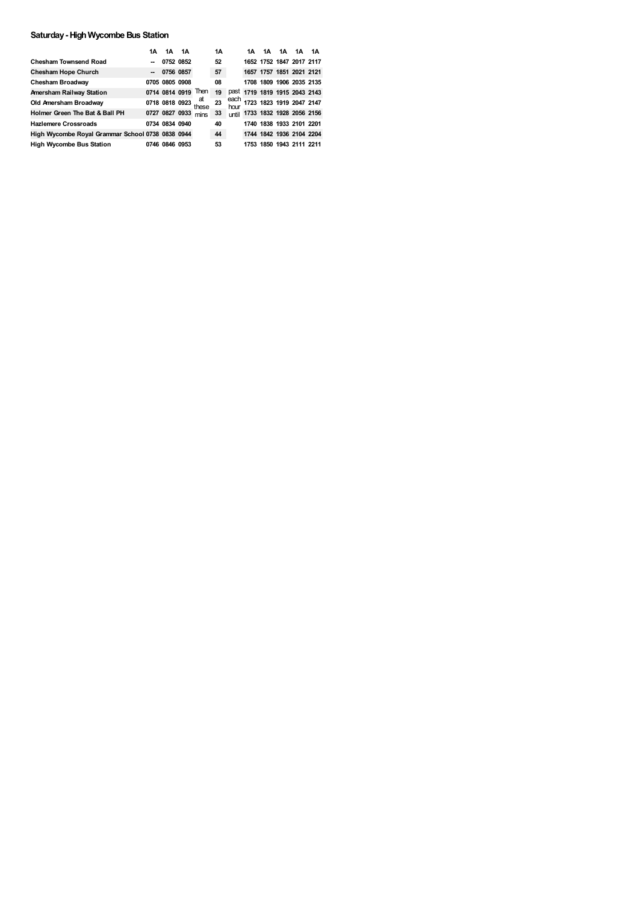## Saturday - High Wycombe Bus Station

| | 1A | 1A | 1A | | 1A | | 1A | 1A | 1A | 1A | 1A |
|---|---|---|---|---|---|---|---|---|---|---|---|
| **Chesham Townsend Road** | -- | 0752 | 0852 | | 52 | | 1652 | 1752 | 1847 | 2017 | 2117 |
| **Chesham Hope Church** | -- | 0756 | 0857 | | 57 | | 1657 | 1757 | 1851 | 2021 | 2121 |
| **Chesham Broadway** | 0705 | 0805 | 0908 | | 08 | | 1708 | 1809 | 1906 | 2035 | 2135 |
| **Amersham Railway Station** | 0714 | 0814 | 0919 | Then | 19 | past | 1719 | 1819 | 1915 | 2043 | 2143 |
| **Old Amersham Broadway** | 0718 | 0818 | 0923 | at these | 23 | each hour | 1723 | 1823 | 1919 | 2047 | 2147 |
| **Holmer Green The Bat & Ball PH** | 0727 | 0827 | 0933 | mins | 33 | until | 1733 | 1832 | 1928 | 2056 | 2156 |
| **Hazlemere Crossroads** | 0734 | 0834 | 0940 | | 40 | | 1740 | 1838 | 1933 | 2101 | 2201 |
| **High Wycombe Royal Grammar School** | 0738 | 0838 | 0944 | | 44 | | 1744 | 1842 | 1936 | 2104 | 2204 |
| **High Wycombe Bus Station** | 0746 | 0846 | 0953 | | 53 | | 1753 | 1850 | 1943 | 2111 | 2211 |